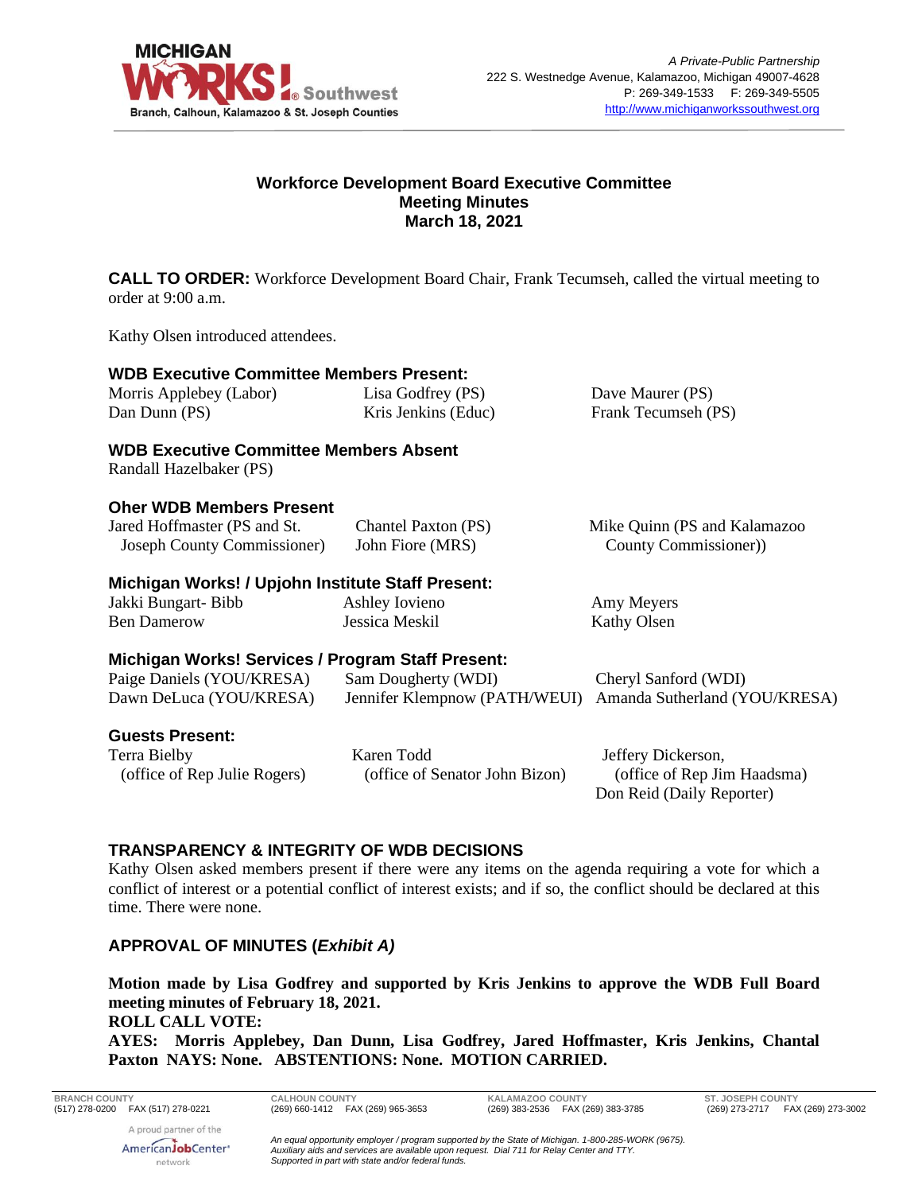MICHIGAN WORKS! Southwest
Branch, Calhoun, Kalamazoo & St. Joseph Counties

*A Private-Public Partnership*
222 S. Westnedge Avenue, Kalamazoo, Michigan 49007-4628
P: 269-349-1533 F: 269-349-5505
http://www.michiganworkssouthwest.org

**Workforce Development Board Executive Committee**
**Meeting Minutes**
**March 18, 2021**

**CALL TO ORDER:** Workforce Development Board Chair, Frank Tecumseh, called the virtual meeting to order at 9:00 a.m.

Kathy Olsen introduced attendees.

### WDB Executive Committee Members Present:

| | | |
|---|---|---|
| Morris Applebey (Labor) | Lisa Godfrey (PS) | Dave Maurer (PS) |
| Dan Dunn (PS) | Kris Jenkins (Educ) | Frank Tecumseh (PS) |

### WDB Executive Committee Members Absent

Randall Hazelbaker (PS)

### Oher WDB Members Present

| | | |
|---|---|---|
| Jared Hoffmaster (PS and St. Joseph County Commissioner) | Chantel Paxton (PS) | Mike Quinn (PS and Kalamazoo County Commissioner)) |
| | John Fiore (MRS) | |

### Michigan Works! / Upjohn Institute Staff Present:

| | | |
|---|---|---|
| Jakki Bungart- Bibb | Ashley Iovieno | Amy Meyers |
| Ben Damerow | Jessica Meskil | Kathy Olsen |

### Michigan Works! Services / Program Staff Present:

| | | |
|---|---|---|
| Paige Daniels (YOU/KRESA) | Sam Dougherty (WDI) | Cheryl Sanford (WDI) |
| Dawn DeLuca (YOU/KRESA) | Jennifer Klempnow (PATH/WEUI) | Amanda Sutherland (YOU/KRESA) |

### Guests Present:

| | | |
|---|---|---|
| Terra Bielby (office of Rep Julie Rogers) | Karen Todd (office of Senator John Bizon) | Jeffery Dickerson, (office of Rep Jim Haadsma) |
| | | Don Reid (Daily Reporter) |

### TRANSPARENCY & INTEGRITY OF WDB DECISIONS

Kathy Olsen asked members present if there were any items on the agenda requiring a vote for which a conflict of interest or a potential conflict of interest exists; and if so, the conflict should be declared at this time. There were none.

### APPROVAL OF MINUTES (*Exhibit A)*

**Motion made by Lisa Godfrey and supported by Kris Jenkins to approve the WDB Full Board meeting minutes of February 18, 2021.**
**ROLL CALL VOTE:**
**AYES: Morris Applebey, Dan Dunn, Lisa Godfrey, Jared Hoffmaster, Kris Jenkins, Chantal Paxton NAYS: None. ABSTENTIONS: None. MOTION CARRIED.**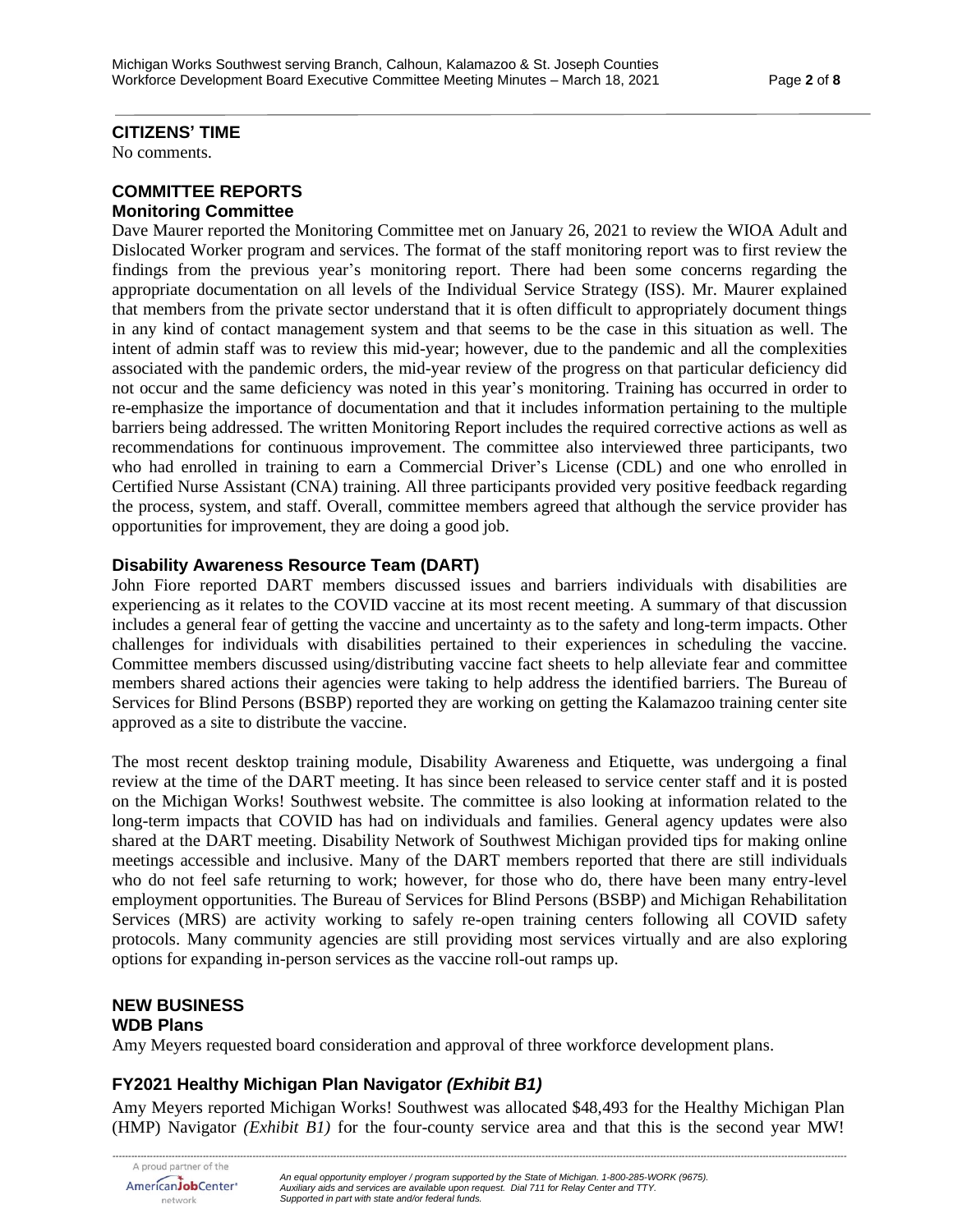## CITIZENS' TIME

No comments.

## COMMITTEE REPORTS

### Monitoring Committee

Dave Maurer reported the Monitoring Committee met on January 26, 2021 to review the WIOA Adult and Dislocated Worker program and services. The format of the staff monitoring report was to first review the findings from the previous year's monitoring report. There had been some concerns regarding the appropriate documentation on all levels of the Individual Service Strategy (ISS). Mr. Maurer explained that members from the private sector understand that it is often difficult to appropriately document things in any kind of contact management system and that seems to be the case in this situation as well. The intent of admin staff was to review this mid-year; however, due to the pandemic and all the complexities associated with the pandemic orders, the mid-year review of the progress on that particular deficiency did not occur and the same deficiency was noted in this year's monitoring. Training has occurred in order to re-emphasize the importance of documentation and that it includes information pertaining to the multiple barriers being addressed. The written Monitoring Report includes the required corrective actions as well as recommendations for continuous improvement. The committee also interviewed three participants, two who had enrolled in training to earn a Commercial Driver's License (CDL) and one who enrolled in Certified Nurse Assistant (CNA) training. All three participants provided very positive feedback regarding the process, system, and staff. Overall, committee members agreed that although the service provider has opportunities for improvement, they are doing a good job.

### Disability Awareness Resource Team (DART)

John Fiore reported DART members discussed issues and barriers individuals with disabilities are experiencing as it relates to the COVID vaccine at its most recent meeting. A summary of that discussion includes a general fear of getting the vaccine and uncertainty as to the safety and long-term impacts. Other challenges for individuals with disabilities pertained to their experiences in scheduling the vaccine. Committee members discussed using/distributing vaccine fact sheets to help alleviate fear and committee members shared actions their agencies were taking to help address the identified barriers. The Bureau of Services for Blind Persons (BSBP) reported they are working on getting the Kalamazoo training center site approved as a site to distribute the vaccine.

The most recent desktop training module, Disability Awareness and Etiquette, was undergoing a final review at the time of the DART meeting. It has since been released to service center staff and it is posted on the Michigan Works! Southwest website. The committee is also looking at information related to the long-term impacts that COVID has had on individuals and families. General agency updates were also shared at the DART meeting. Disability Network of Southwest Michigan provided tips for making online meetings accessible and inclusive. Many of the DART members reported that there are still individuals who do not feel safe returning to work; however, for those who do, there have been many entry-level employment opportunities. The Bureau of Services for Blind Persons (BSBP) and Michigan Rehabilitation Services (MRS) are activity working to safely re-open training centers following all COVID safety protocols. Many community agencies are still providing most services virtually and are also exploring options for expanding in-person services as the vaccine roll-out ramps up.

## NEW BUSINESS

### WDB Plans

Amy Meyers requested board consideration and approval of three workforce development plans.

### FY2021 Healthy Michigan Plan Navigator *(Exhibit B1)*

Amy Meyers reported Michigan Works! Southwest was allocated $48,493 for the Healthy Michigan Plan (HMP) Navigator *(Exhibit B1)* for the four-county service area and that this is the second year MW!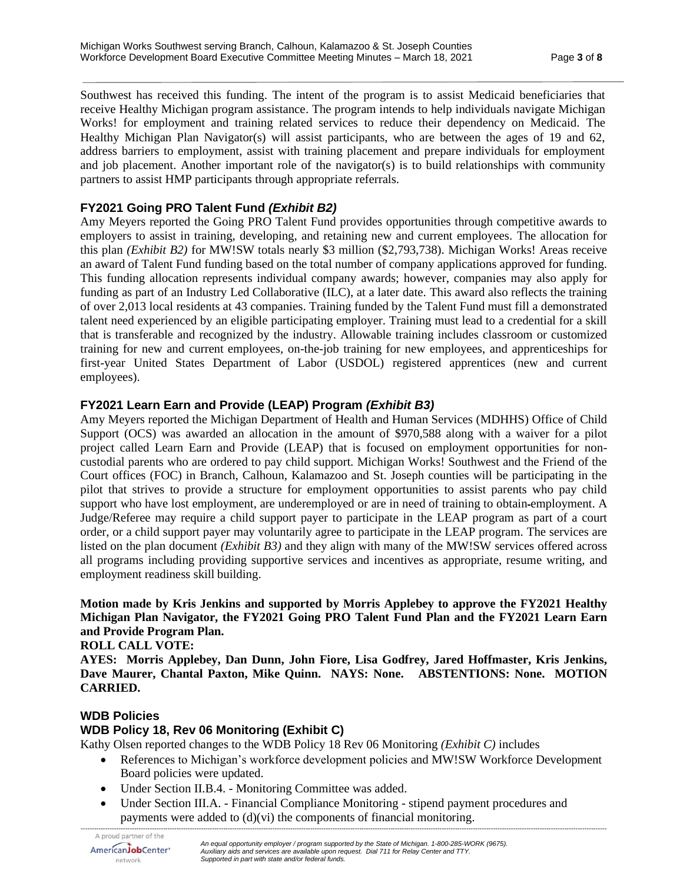Southwest has received this funding. The intent of the program is to assist Medicaid beneficiaries that receive Healthy Michigan program assistance. The program intends to help individuals navigate Michigan Works! for employment and training related services to reduce their dependency on Medicaid. The Healthy Michigan Plan Navigator(s) will assist participants, who are between the ages of 19 and 62, address barriers to employment, assist with training placement and prepare individuals for employment and job placement. Another important role of the navigator(s) is to build relationships with community partners to assist HMP participants through appropriate referrals.

### FY2021 Going PRO Talent Fund *(Exhibit B2)*

Amy Meyers reported the Going PRO Talent Fund provides opportunities through competitive awards to employers to assist in training, developing, and retaining new and current employees. The allocation for this plan *(Exhibit B2)* for MW!SW totals nearly $3 million ($2,793,738). Michigan Works! Areas receive an award of Talent Fund funding based on the total number of company applications approved for funding. This funding allocation represents individual company awards; however, companies may also apply for funding as part of an Industry Led Collaborative (ILC), at a later date. This award also reflects the training of over 2,013 local residents at 43 companies. Training funded by the Talent Fund must fill a demonstrated talent need experienced by an eligible participating employer. Training must lead to a credential for a skill that is transferable and recognized by the industry. Allowable training includes classroom or customized training for new and current employees, on-the-job training for new employees, and apprenticeships for first-year United States Department of Labor (USDOL) registered apprentices (new and current employees).

### FY2021 Learn Earn and Provide (LEAP) Program *(Exhibit B3)*

Amy Meyers reported the Michigan Department of Health and Human Services (MDHHS) Office of Child Support (OCS) was awarded an allocation in the amount of $970,588 along with a waiver for a pilot project called Learn Earn and Provide (LEAP) that is focused on employment opportunities for non-custodial parents who are ordered to pay child support. Michigan Works! Southwest and the Friend of the Court offices (FOC) in Branch, Calhoun, Kalamazoo and St. Joseph counties will be participating in the pilot that strives to provide a structure for employment opportunities to assist parents who pay child support who have lost employment, are underemployed or are in need of training to obtain employment. A Judge/Referee may require a child support payer to participate in the LEAP program as part of a court order, or a child support payer may voluntarily agree to participate in the LEAP program. The services are listed on the plan document *(Exhibit B3)* and they align with many of the MW!SW services offered across all programs including providing supportive services and incentives as appropriate, resume writing, and employment readiness skill building.

**Motion made by Kris Jenkins and supported by Morris Applebey to approve the FY2021 Healthy Michigan Plan Navigator, the FY2021 Going PRO Talent Fund Plan and the FY2021 Learn Earn and Provide Program Plan.**

**ROLL CALL VOTE:**

**AYES: Morris Applebey, Dan Dunn, John Fiore, Lisa Godfrey, Jared Hoffmaster, Kris Jenkins, Dave Maurer, Chantal Paxton, Mike Quinn. NAYS: None. ABSTENTIONS: None. MOTION CARRIED.**

### WDB Policies

### WDB Policy 18, Rev 06 Monitoring (Exhibit C)

Kathy Olsen reported changes to the WDB Policy 18 Rev 06 Monitoring *(Exhibit C)* includes

- References to Michigan's workforce development policies and MW!SW Workforce Development Board policies were updated.
- Under Section II.B.4. - Monitoring Committee was added.
- Under Section III.A. - Financial Compliance Monitoring - stipend payment procedures and payments were added to (d)(vi) the components of financial monitoring.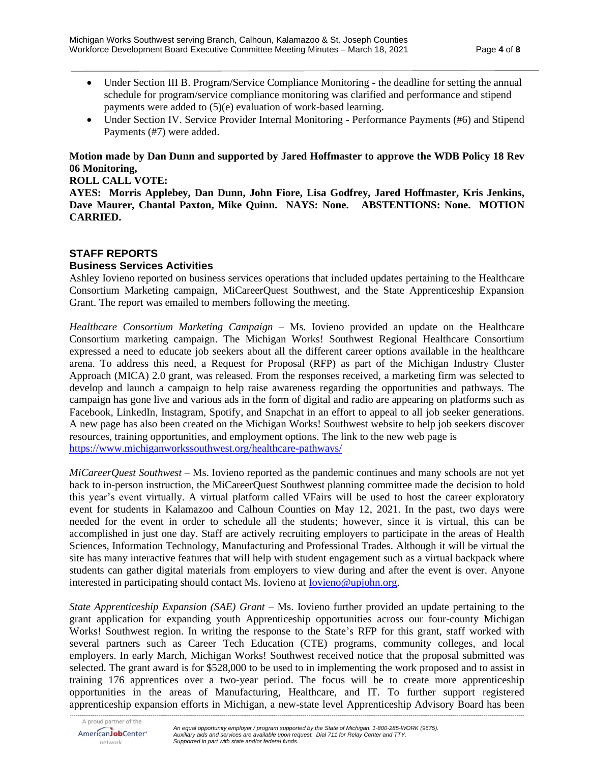- Under Section III B. Program/Service Compliance Monitoring - the deadline for setting the annual schedule for program/service compliance monitoring was clarified and performance and stipend payments were added to (5)(e) evaluation of work-based learning.
- Under Section IV. Service Provider Internal Monitoring - Performance Payments (#6) and Stipend Payments (#7) were added.

**Motion made by Dan Dunn and supported by Jared Hoffmaster to approve the WDB Policy 18 Rev 06 Monitoring,**
**ROLL CALL VOTE:**
**AYES: Morris Applebey, Dan Dunn, John Fiore, Lisa Godfrey, Jared Hoffmaster, Kris Jenkins, Dave Maurer, Chantal Paxton, Mike Quinn. NAYS: None. ABSTENTIONS: None. MOTION CARRIED.**

## STAFF REPORTS

### Business Services Activities

Ashley Iovieno reported on business services operations that included updates pertaining to the Healthcare Consortium Marketing campaign, MiCareerQuest Southwest, and the State Apprenticeship Expansion Grant. The report was emailed to members following the meeting.

*Healthcare Consortium Marketing Campaign* – Ms. Iovieno provided an update on the Healthcare Consortium marketing campaign. The Michigan Works! Southwest Regional Healthcare Consortium expressed a need to educate job seekers about all the different career options available in the healthcare arena. To address this need, a Request for Proposal (RFP) as part of the Michigan Industry Cluster Approach (MICA) 2.0 grant, was released. From the responses received, a marketing firm was selected to develop and launch a campaign to help raise awareness regarding the opportunities and pathways. The campaign has gone live and various ads in the form of digital and radio are appearing on platforms such as Facebook, LinkedIn, Instagram, Spotify, and Snapchat in an effort to appeal to all job seeker generations. A new page has also been created on the Michigan Works! Southwest website to help job seekers discover resources, training opportunities, and employment options. The link to the new web page is https://www.michiganworkssouthwest.org/healthcare-pathways/

*MiCareerQuest Southwest* – Ms. Iovieno reported as the pandemic continues and many schools are not yet back to in-person instruction, the MiCareerQuest Southwest planning committee made the decision to hold this year's event virtually. A virtual platform called VFairs will be used to host the career exploratory event for students in Kalamazoo and Calhoun Counties on May 12, 2021. In the past, two days were needed for the event in order to schedule all the students; however, since it is virtual, this can be accomplished in just one day. Staff are actively recruiting employers to participate in the areas of Health Sciences, Information Technology, Manufacturing and Professional Trades. Although it will be virtual the site has many interactive features that will help with student engagement such as a virtual backpack where students can gather digital materials from employers to view during and after the event is over. Anyone interested in participating should contact Ms. Iovieno at Iovieno@upjohn.org.

*State Apprenticeship Expansion (SAE) Grant* – Ms. Iovieno further provided an update pertaining to the grant application for expanding youth Apprenticeship opportunities across our four-county Michigan Works! Southwest region. In writing the response to the State's RFP for this grant, staff worked with several partners such as Career Tech Education (CTE) programs, community colleges, and local employers. In early March, Michigan Works! Southwest received notice that the proposal submitted was selected. The grant award is for $528,000 to be used to in implementing the work proposed and to assist in training 176 apprentices over a two-year period. The focus will be to create more apprenticeship opportunities in the areas of Manufacturing, Healthcare, and IT. To further support registered apprenticeship expansion efforts in Michigan, a new-state level Apprenticeship Advisory Board has been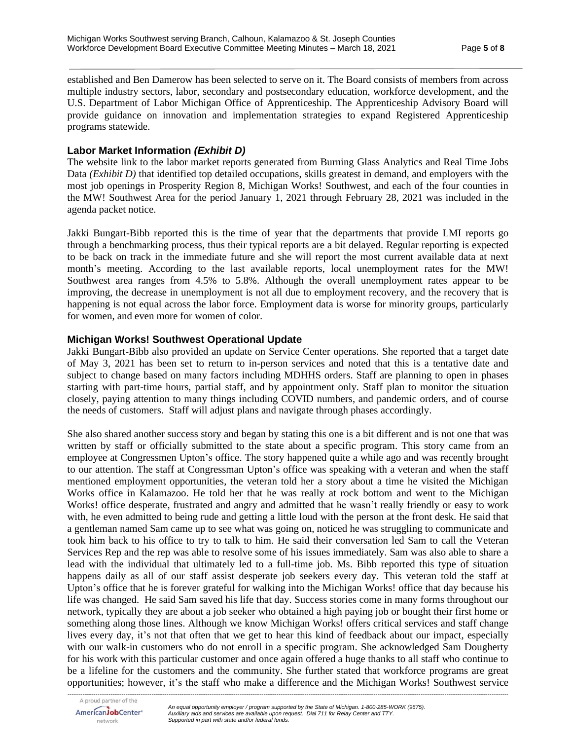established and Ben Damerow has been selected to serve on it. The Board consists of members from across multiple industry sectors, labor, secondary and postsecondary education, workforce development, and the U.S. Department of Labor Michigan Office of Apprenticeship. The Apprenticeship Advisory Board will provide guidance on innovation and implementation strategies to expand Registered Apprenticeship programs statewide.

### Labor Market Information *(Exhibit D)*

The website link to the labor market reports generated from Burning Glass Analytics and Real Time Jobs Data *(Exhibit D)* that identified top detailed occupations, skills greatest in demand, and employers with the most job openings in Prosperity Region 8, Michigan Works! Southwest, and each of the four counties in the MW! Southwest Area for the period January 1, 2021 through February 28, 2021 was included in the agenda packet notice.

Jakki Bungart-Bibb reported this is the time of year that the departments that provide LMI reports go through a benchmarking process, thus their typical reports are a bit delayed. Regular reporting is expected to be back on track in the immediate future and she will report the most current available data at next month's meeting. According to the last available reports, local unemployment rates for the MW! Southwest area ranges from 4.5% to 5.8%. Although the overall unemployment rates appear to be improving, the decrease in unemployment is not all due to employment recovery, and the recovery that is happening is not equal across the labor force. Employment data is worse for minority groups, particularly for women, and even more for women of color.

### Michigan Works! Southwest Operational Update

Jakki Bungart-Bibb also provided an update on Service Center operations. She reported that a target date of May 3, 2021 has been set to return to in-person services and noted that this is a tentative date and subject to change based on many factors including MDHHS orders. Staff are planning to open in phases starting with part-time hours, partial staff, and by appointment only. Staff plan to monitor the situation closely, paying attention to many things including COVID numbers, and pandemic orders, and of course the needs of customers. Staff will adjust plans and navigate through phases accordingly.

She also shared another success story and began by stating this one is a bit different and is not one that was written by staff or officially submitted to the state about a specific program. This story came from an employee at Congressmen Upton's office. The story happened quite a while ago and was recently brought to our attention. The staff at Congressman Upton's office was speaking with a veteran and when the staff mentioned employment opportunities, the veteran told her a story about a time he visited the Michigan Works office in Kalamazoo. He told her that he was really at rock bottom and went to the Michigan Works! office desperate, frustrated and angry and admitted that he wasn't really friendly or easy to work with, he even admitted to being rude and getting a little loud with the person at the front desk. He said that a gentleman named Sam came up to see what was going on, noticed he was struggling to communicate and took him back to his office to try to talk to him. He said their conversation led Sam to call the Veteran Services Rep and the rep was able to resolve some of his issues immediately. Sam was also able to share a lead with the individual that ultimately led to a full-time job. Ms. Bibb reported this type of situation happens daily as all of our staff assist desperate job seekers every day. This veteran told the staff at Upton's office that he is forever grateful for walking into the Michigan Works! office that day because his life was changed. He said Sam saved his life that day. Success stories come in many forms throughout our network, typically they are about a job seeker who obtained a high paying job or bought their first home or something along those lines. Although we know Michigan Works! offers critical services and staff change lives every day, it's not that often that we get to hear this kind of feedback about our impact, especially with our walk-in customers who do not enroll in a specific program. She acknowledged Sam Dougherty for his work with this particular customer and once again offered a huge thanks to all staff who continue to be a lifeline for the customers and the community. She further stated that workforce programs are great opportunities; however, it's the staff who make a difference and the Michigan Works! Southwest service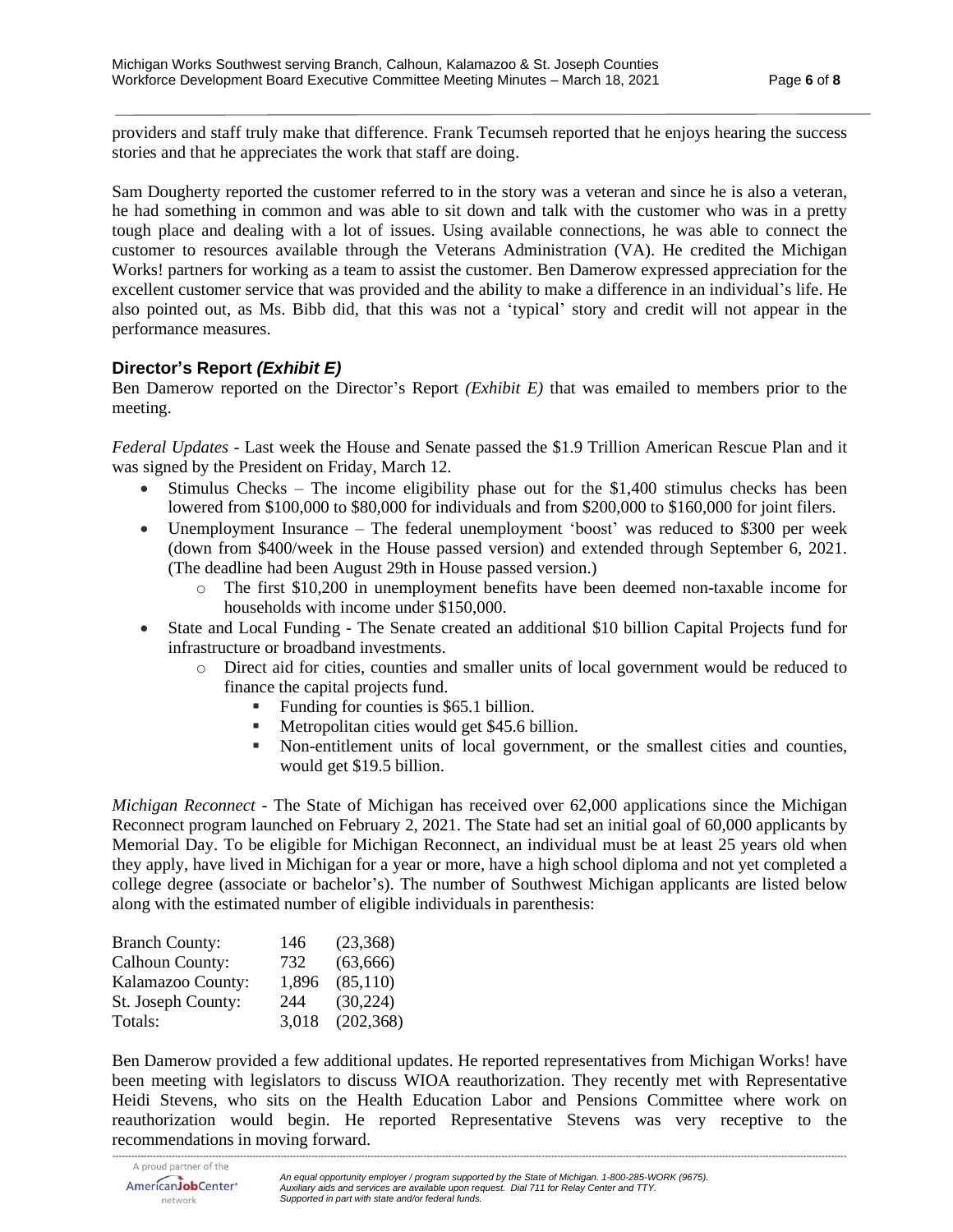providers and staff truly make that difference. Frank Tecumseh reported that he enjoys hearing the success stories and that he appreciates the work that staff are doing.

Sam Dougherty reported the customer referred to in the story was a veteran and since he is also a veteran, he had something in common and was able to sit down and talk with the customer who was in a pretty tough place and dealing with a lot of issues. Using available connections, he was able to connect the customer to resources available through the Veterans Administration (VA). He credited the Michigan Works! partners for working as a team to assist the customer. Ben Damerow expressed appreciation for the excellent customer service that was provided and the ability to make a difference in an individual's life. He also pointed out, as Ms. Bibb did, that this was not a 'typical' story and credit will not appear in the performance measures.

### Director's Report *(Exhibit E)*

Ben Damerow reported on the Director's Report *(Exhibit E)* that was emailed to members prior to the meeting.

*Federal Updates* - Last week the House and Senate passed the $1.9 Trillion American Rescue Plan and it was signed by the President on Friday, March 12.

- Stimulus Checks – The income eligibility phase out for the $1,400 stimulus checks has been lowered from $100,000 to $80,000 for individuals and from $200,000 to $160,000 for joint filers.
- Unemployment Insurance – The federal unemployment 'boost' was reduced to $300 per week (down from $400/week in the House passed version) and extended through September 6, 2021. (The deadline had been August 29th in House passed version.)
  - The first $10,200 in unemployment benefits have been deemed non-taxable income for households with income under $150,000.
- State and Local Funding - The Senate created an additional $10 billion Capital Projects fund for infrastructure or broadband investments.
  - Direct aid for cities, counties and smaller units of local government would be reduced to finance the capital projects fund.
    - Funding for counties is $65.1 billion.
    - Metropolitan cities would get $45.6 billion.
    - Non-entitlement units of local government, or the smallest cities and counties, would get $19.5 billion.

*Michigan Reconnect* - The State of Michigan has received over 62,000 applications since the Michigan Reconnect program launched on February 2, 2021. The State had set an initial goal of 60,000 applicants by Memorial Day. To be eligible for Michigan Reconnect, an individual must be at least 25 years old when they apply, have lived in Michigan for a year or more, have a high school diploma and not yet completed a college degree (associate or bachelor's). The number of Southwest Michigan applicants are listed below along with the estimated number of eligible individuals in parenthesis:

| | | |
|---|---|---|
| Branch County: | 146 | (23,368) |
| Calhoun County: | 732 | (63,666) |
| Kalamazoo County: | 1,896 | (85,110) |
| St. Joseph County: | 244 | (30,224) |
| Totals: | 3,018 | (202,368) |

Ben Damerow provided a few additional updates. He reported representatives from Michigan Works! have been meeting with legislators to discuss WIOA reauthorization. They recently met with Representative Heidi Stevens, who sits on the Health Education Labor and Pensions Committee where work on reauthorization would begin. He reported Representative Stevens was very receptive to the recommendations in moving forward.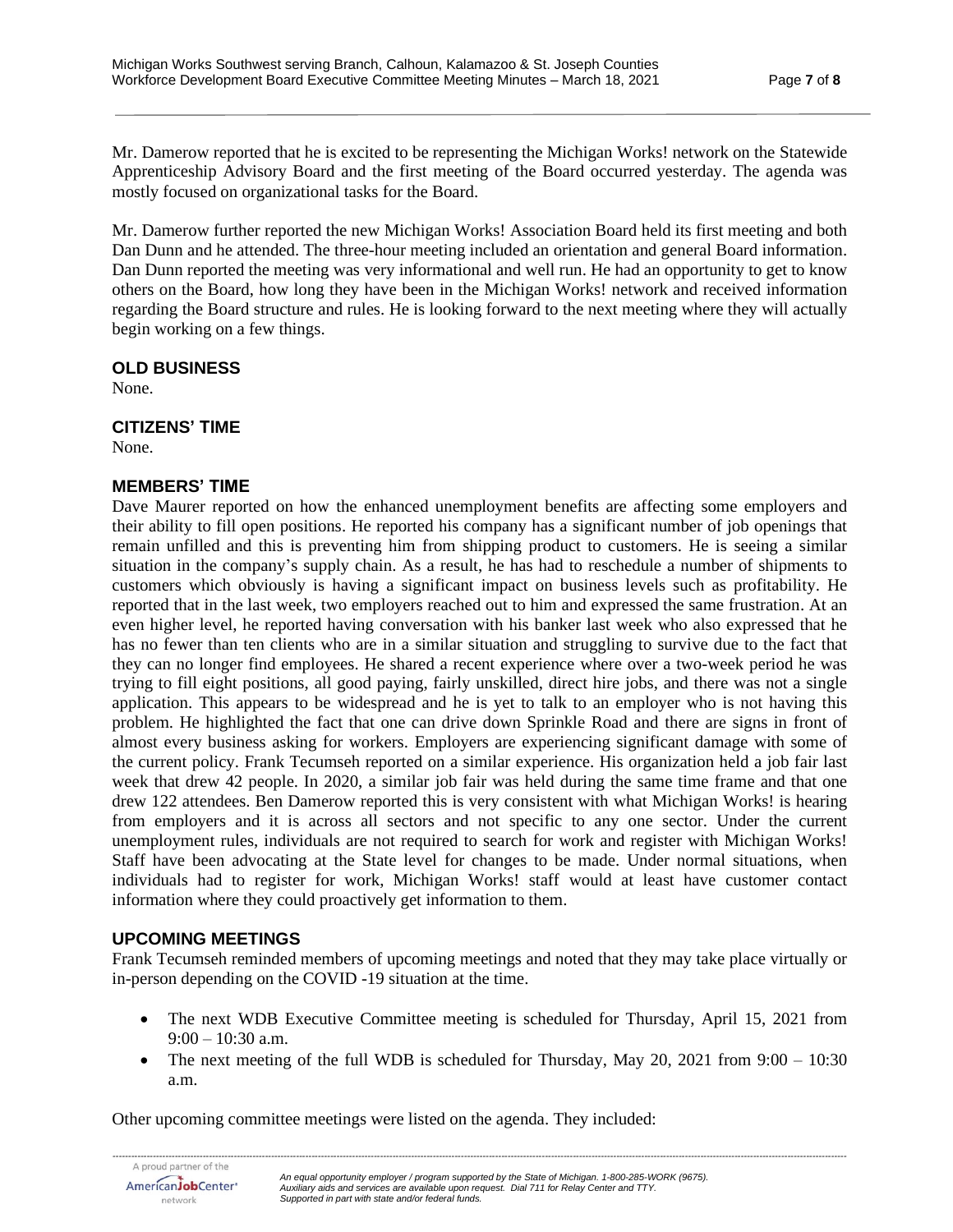Mr. Damerow reported that he is excited to be representing the Michigan Works! network on the Statewide Apprenticeship Advisory Board and the first meeting of the Board occurred yesterday. The agenda was mostly focused on organizational tasks for the Board.

Mr. Damerow further reported the new Michigan Works! Association Board held its first meeting and both Dan Dunn and he attended. The three-hour meeting included an orientation and general Board information. Dan Dunn reported the meeting was very informational and well run. He had an opportunity to get to know others on the Board, how long they have been in the Michigan Works! network and received information regarding the Board structure and rules. He is looking forward to the next meeting where they will actually begin working on a few things.

## OLD BUSINESS

None.

## CITIZENS' TIME

None.

## MEMBERS' TIME

Dave Maurer reported on how the enhanced unemployment benefits are affecting some employers and their ability to fill open positions. He reported his company has a significant number of job openings that remain unfilled and this is preventing him from shipping product to customers. He is seeing a similar situation in the company's supply chain. As a result, he has had to reschedule a number of shipments to customers which obviously is having a significant impact on business levels such as profitability. He reported that in the last week, two employers reached out to him and expressed the same frustration. At an even higher level, he reported having conversation with his banker last week who also expressed that he has no fewer than ten clients who are in a similar situation and struggling to survive due to the fact that they can no longer find employees. He shared a recent experience where over a two-week period he was trying to fill eight positions, all good paying, fairly unskilled, direct hire jobs, and there was not a single application. This appears to be widespread and he is yet to talk to an employer who is not having this problem. He highlighted the fact that one can drive down Sprinkle Road and there are signs in front of almost every business asking for workers. Employers are experiencing significant damage with some of the current policy. Frank Tecumseh reported on a similar experience. His organization held a job fair last week that drew 42 people. In 2020, a similar job fair was held during the same time frame and that one drew 122 attendees. Ben Damerow reported this is very consistent with what Michigan Works! is hearing from employers and it is across all sectors and not specific to any one sector. Under the current unemployment rules, individuals are not required to search for work and register with Michigan Works! Staff have been advocating at the State level for changes to be made. Under normal situations, when individuals had to register for work, Michigan Works! staff would at least have customer contact information where they could proactively get information to them.

## UPCOMING MEETINGS

Frank Tecumseh reminded members of upcoming meetings and noted that they may take place virtually or in-person depending on the COVID -19 situation at the time.

- The next WDB Executive Committee meeting is scheduled for Thursday, April 15, 2021 from 9:00 – 10:30 a.m.
- The next meeting of the full WDB is scheduled for Thursday, May 20, 2021 from 9:00 – 10:30 a.m.

Other upcoming committee meetings were listed on the agenda. They included: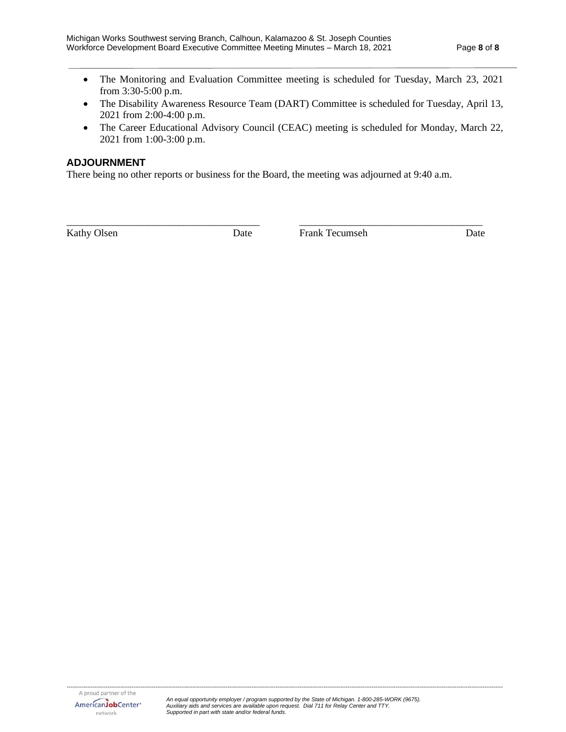- The Monitoring and Evaluation Committee meeting is scheduled for Tuesday, March 23, 2021 from 3:30-5:00 p.m.
- The Disability Awareness Resource Team (DART) Committee is scheduled for Tuesday, April 13, 2021 from 2:00-4:00 p.m.
- The Career Educational Advisory Council (CEAC) meeting is scheduled for Monday, March 22, 2021 from 1:00-3:00 p.m.

## ADJOURNMENT

There being no other reports or business for the Board, the meeting was adjourned at 9:40 a.m.

______________________________________ ______________________________________

Kathy Olsen Date Frank Tecumseh Date

A proud partner of the AmericanJobCenter network

*An equal opportunity employer / program supported by the State of Michigan. 1-800-285-WORK (9675). Auxiliary aids and services are available upon request. Dial 711 for Relay Center and TTY. Supported in part with state and/or federal funds.*